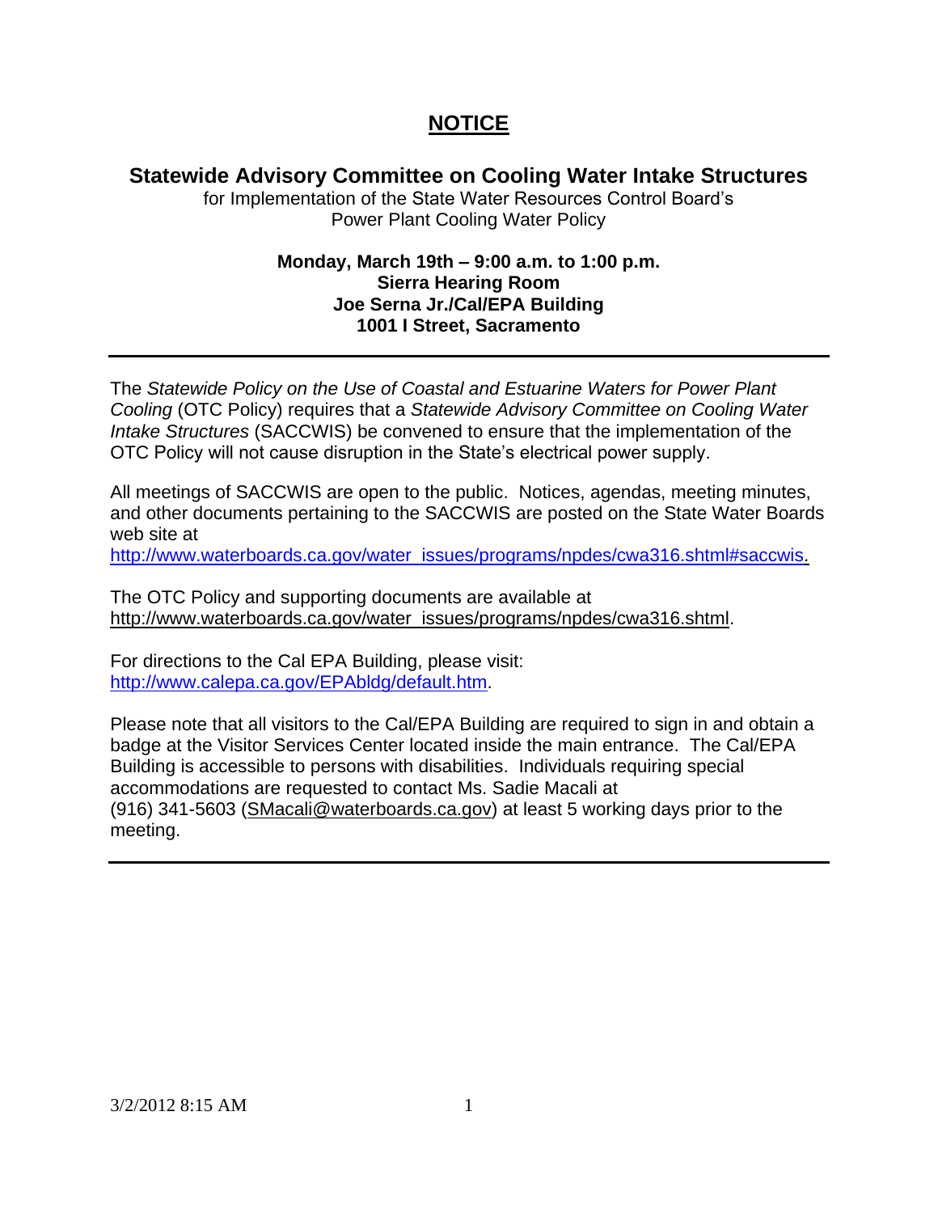# NOTICE

## Statewide Advisory Committee on Cooling Water Intake Structures

for Implementation of the State Water Resources Control Board's Power Plant Cooling Water Policy

**Monday, March 19th – 9:00 a.m. to 1:00 p.m.**
**Sierra Hearing Room**
**Joe Serna Jr./Cal/EPA Building**
**1001 I Street, Sacramento**

---

The *Statewide Policy on the Use of Coastal and Estuarine Waters for Power Plant Cooling* (OTC Policy) requires that a *Statewide Advisory Committee on Cooling Water Intake Structures* (SACCWIS) be convened to ensure that the implementation of the OTC Policy will not cause disruption in the State's electrical power supply.

All meetings of SACCWIS are open to the public. Notices, agendas, meeting minutes, and other documents pertaining to the SACCWIS are posted on the State Water Boards web site at http://www.waterboards.ca.gov/water_issues/programs/npdes/cwa316.shtml#saccwis.

The OTC Policy and supporting documents are available at http://www.waterboards.ca.gov/water_issues/programs/npdes/cwa316.shtml.

For directions to the Cal EPA Building, please visit: http://www.calepa.ca.gov/EPAbldg/default.htm.

Please note that all visitors to the Cal/EPA Building are required to sign in and obtain a badge at the Visitor Services Center located inside the main entrance. The Cal/EPA Building is accessible to persons with disabilities. Individuals requiring special accommodations are requested to contact Ms. Sadie Macali at (916) 341-5603 (SMacali@waterboards.ca.gov) at least 5 working days prior to the meeting.

---

3/2/2012 8:15 AM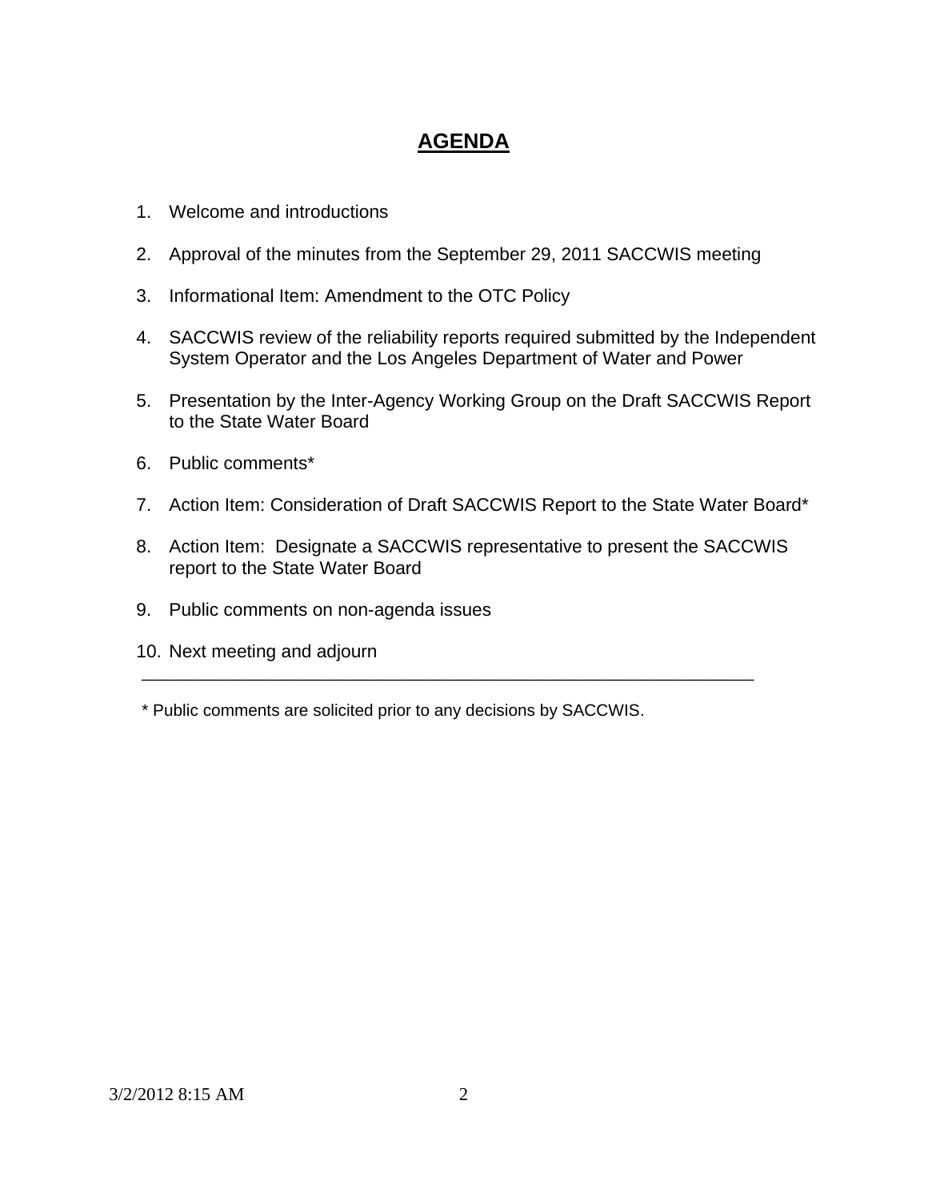# AGENDA

1. Welcome and introductions
2. Approval of the minutes from the September 29, 2011 SACCWIS meeting
3. Informational Item: Amendment to the OTC Policy
4. SACCWIS review of the reliability reports required submitted by the Independent System Operator and the Los Angeles Department of Water and Power
5. Presentation by the Inter-Agency Working Group on the Draft SACCWIS Report to the State Water Board
6. Public comments*
7. Action Item: Consideration of Draft SACCWIS Report to the State Water Board*
8. Action Item: Designate a SACCWIS representative to present the SACCWIS report to the State Water Board
9. Public comments on non-agenda issues
10. Next meeting and adjourn

---

\* Public comments are solicited prior to any decisions by SACCWIS.

3/2/2012 8:15 AM